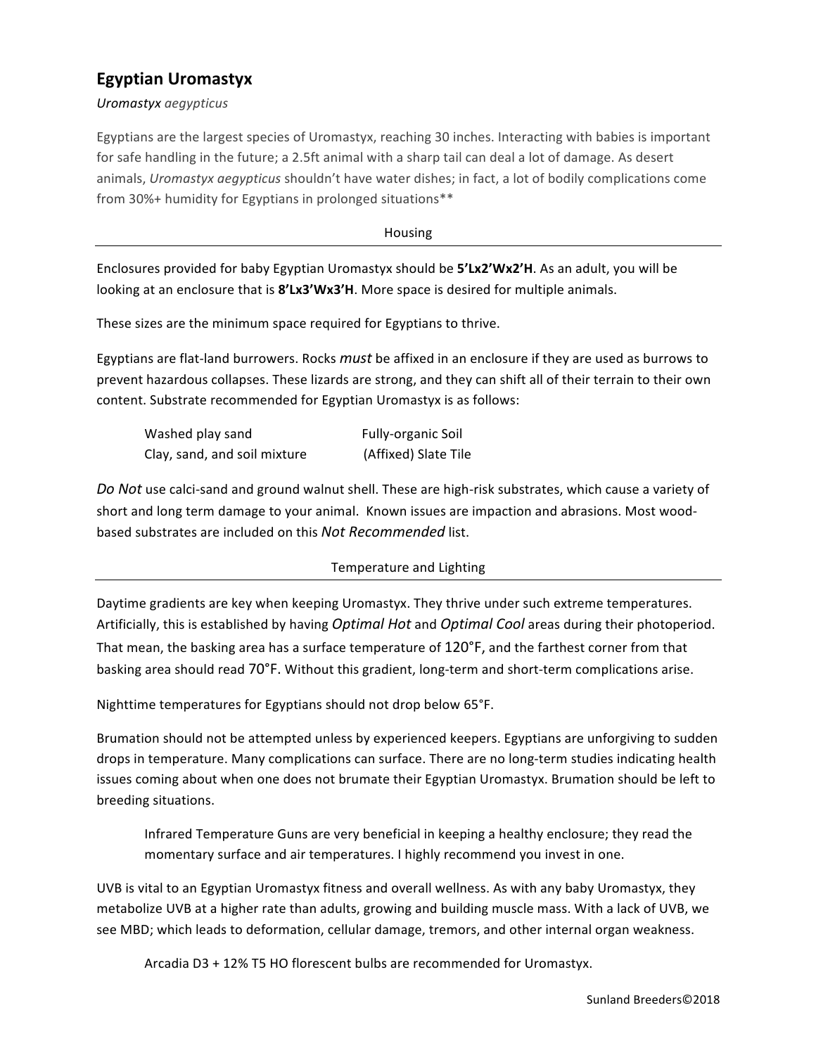## Egyptian Uromastyx

*Uromastyx aegypticus*

Egyptians are the largest species of Uromastyx, reaching 30 inches. Interacting with babies is important for safe handling in the future; a 2.5ft animal with a sharp tail can deal a lot of damage. As desert animals, *Uromastyx aegypticus* shouldn't have water dishes; in fact, a lot of bodily complications come from 30%+ humidity for Egyptians in prolonged situations**

### Housing

Enclosures provided for baby Egyptian Uromastyx should be **5'Lx2'Wx2'H**. As an adult, you will be looking at an enclosure that is **8'Lx3'Wx3'H**. More space is desired for multiple animals.

These sizes are the minimum space required for Egyptians to thrive.

Egyptians are flat-land burrowers. Rocks *must* be affixed in an enclosure if they are used as burrows to prevent hazardous collapses. These lizards are strong, and they can shift all of their terrain to their own content. Substrate recommended for Egyptian Uromastyx is as follows:

- Washed play sand
- Fully-organic Soil
- Clay, sand, and soil mixture
- (Affixed) Slate Tile

*Do Not* use calci-sand and ground walnut shell. These are high-risk substrates, which cause a variety of short and long term damage to your animal. Known issues are impaction and abrasions. Most wood-based substrates are included on this *Not Recommended* list.

### Temperature and Lighting

Daytime gradients are key when keeping Uromastyx. They thrive under such extreme temperatures. Artificially, this is established by having *Optimal Hot* and *Optimal Cool* areas during their photoperiod. That mean, the basking area has a surface temperature of 120°F, and the farthest corner from that basking area should read 70°F. Without this gradient, long-term and short-term complications arise.

Nighttime temperatures for Egyptians should not drop below 65°F.

Brumation should not be attempted unless by experienced keepers. Egyptians are unforgiving to sudden drops in temperature. Many complications can surface. There are no long-term studies indicating health issues coming about when one does not brumate their Egyptian Uromastyx. Brumation should be left to breeding situations.

> Infrared Temperature Guns are very beneficial in keeping a healthy enclosure; they read the momentary surface and air temperatures. I highly recommend you invest in one.

UVB is vital to an Egyptian Uromastyx fitness and overall wellness. As with any baby Uromastyx, they metabolize UVB at a higher rate than adults, growing and building muscle mass. With a lack of UVB, we see MBD; which leads to deformation, cellular damage, tremors, and other internal organ weakness.

> Arcadia D3 + 12% T5 HO florescent bulbs are recommended for Uromastyx.

Sunland Breeders©2018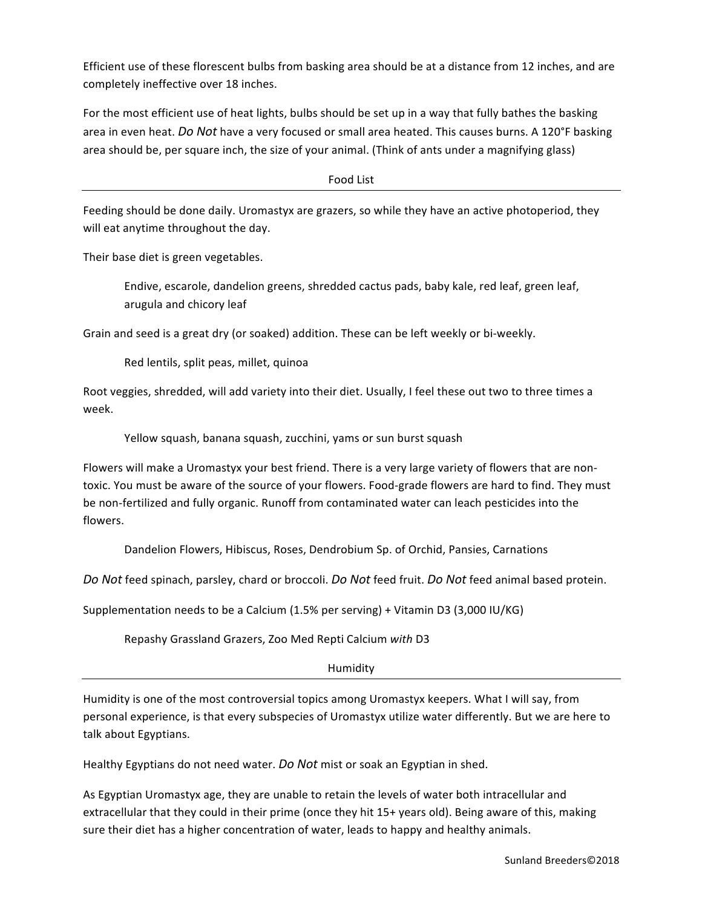Efficient use of these florescent bulbs from basking area should be at a distance from 12 inches, and are completely ineffective over 18 inches.

For the most efficient use of heat lights, bulbs should be set up in a way that fully bathes the basking area in even heat. *Do Not* have a very focused or small area heated. This causes burns. A 120°F basking area should be, per square inch, the size of your animal. (Think of ants under a magnifying glass)

## Food List

Feeding should be done daily. Uromastyx are grazers, so while they have an active photoperiod, they will eat anytime throughout the day.

Their base diet is green vegetables.

> Endive, escarole, dandelion greens, shredded cactus pads, baby kale, red leaf, green leaf, arugula and chicory leaf

Grain and seed is a great dry (or soaked) addition. These can be left weekly or bi-weekly.

> Red lentils, split peas, millet, quinoa

Root veggies, shredded, will add variety into their diet. Usually, I feel these out two to three times a week.

> Yellow squash, banana squash, zucchini, yams or sun burst squash

Flowers will make a Uromastyx your best friend. There is a very large variety of flowers that are non-toxic. You must be aware of the source of your flowers. Food-grade flowers are hard to find. They must be non-fertilized and fully organic. Runoff from contaminated water can leach pesticides into the flowers.

> Dandelion Flowers, Hibiscus, Roses, Dendrobium Sp. of Orchid, Pansies, Carnations

*Do Not* feed spinach, parsley, chard or broccoli. *Do Not* feed fruit. *Do Not* feed animal based protein.

Supplementation needs to be a Calcium (1.5% per serving) + Vitamin D3 (3,000 IU/KG)

> Repashy Grassland Grazers, Zoo Med Repti Calcium *with* D3

## Humidity

Humidity is one of the most controversial topics among Uromastyx keepers. What I will say, from personal experience, is that every subspecies of Uromastyx utilize water differently. But we are here to talk about Egyptians.

Healthy Egyptians do not need water. *Do Not* mist or soak an Egyptian in shed.

As Egyptian Uromastyx age, they are unable to retain the levels of water both intracellular and extracellular that they could in their prime (once they hit 15+ years old). Being aware of this, making sure their diet has a higher concentration of water, leads to happy and healthy animals.

Sunland Breeders©2018